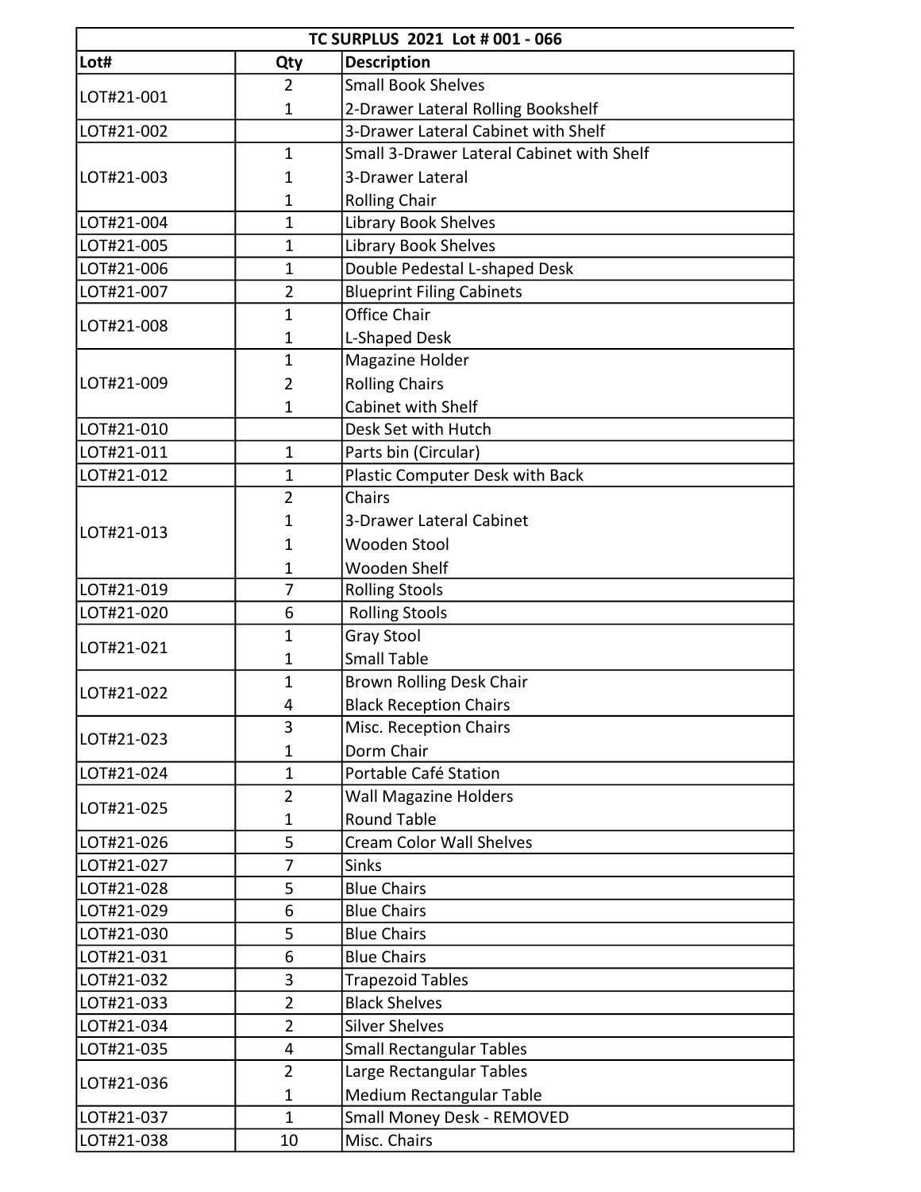| TC SURPLUS 2021 Lot # 001 - 066 | | |
|---|---|---|
| **Lot#** | **Qty** | **Description** |
| LOT#21-001 | 2 | Small Book Shelves |
| | 1 | 2-Drawer Lateral Rolling Bookshelf |
| LOT#21-002 | | 3-Drawer Lateral Cabinet with Shelf |
| LOT#21-003 | 1 | Small 3-Drawer Lateral Cabinet with Shelf |
| | 1 | 3-Drawer Lateral |
| | 1 | Rolling Chair |
| LOT#21-004 | 1 | Library Book Shelves |
| LOT#21-005 | 1 | Library Book Shelves |
| LOT#21-006 | 1 | Double Pedestal L-shaped Desk |
| LOT#21-007 | 2 | Blueprint Filing Cabinets |
| LOT#21-008 | 1 | Office Chair |
| | 1 | L-Shaped Desk |
| LOT#21-009 | 1 | Magazine Holder |
| | 2 | Rolling Chairs |
| | 1 | Cabinet with Shelf |
| LOT#21-010 | | Desk Set with Hutch |
| LOT#21-011 | 1 | Parts bin (Circular) |
| LOT#21-012 | 1 | Plastic Computer Desk with Back |
| LOT#21-013 | 2 | Chairs |
| | 1 | 3-Drawer Lateral Cabinet |
| | 1 | Wooden Stool |
| | 1 | Wooden Shelf |
| LOT#21-019 | 7 | Rolling Stools |
| LOT#21-020 | 6 | Rolling Stools |
| LOT#21-021 | 1 | Gray Stool |
| | 1 | Small Table |
| LOT#21-022 | 1 | Brown Rolling Desk Chair |
| | 4 | Black Reception Chairs |
| LOT#21-023 | 3 | Misc. Reception Chairs |
| | 1 | Dorm Chair |
| LOT#21-024 | 1 | Portable Café Station |
| LOT#21-025 | 2 | Wall Magazine Holders |
| | 1 | Round Table |
| LOT#21-026 | 5 | Cream Color Wall Shelves |
| LOT#21-027 | 7 | Sinks |
| LOT#21-028 | 5 | Blue Chairs |
| LOT#21-029 | 6 | Blue Chairs |
| LOT#21-030 | 5 | Blue Chairs |
| LOT#21-031 | 6 | Blue Chairs |
| LOT#21-032 | 3 | Trapezoid Tables |
| LOT#21-033 | 2 | Black Shelves |
| LOT#21-034 | 2 | Silver Shelves |
| LOT#21-035 | 4 | Small Rectangular Tables |
| LOT#21-036 | 2 | Large Rectangular Tables |
| | 1 | Medium Rectangular Table |
| LOT#21-037 | 1 | Small Money Desk - REMOVED |
| LOT#21-038 | 10 | Misc. Chairs |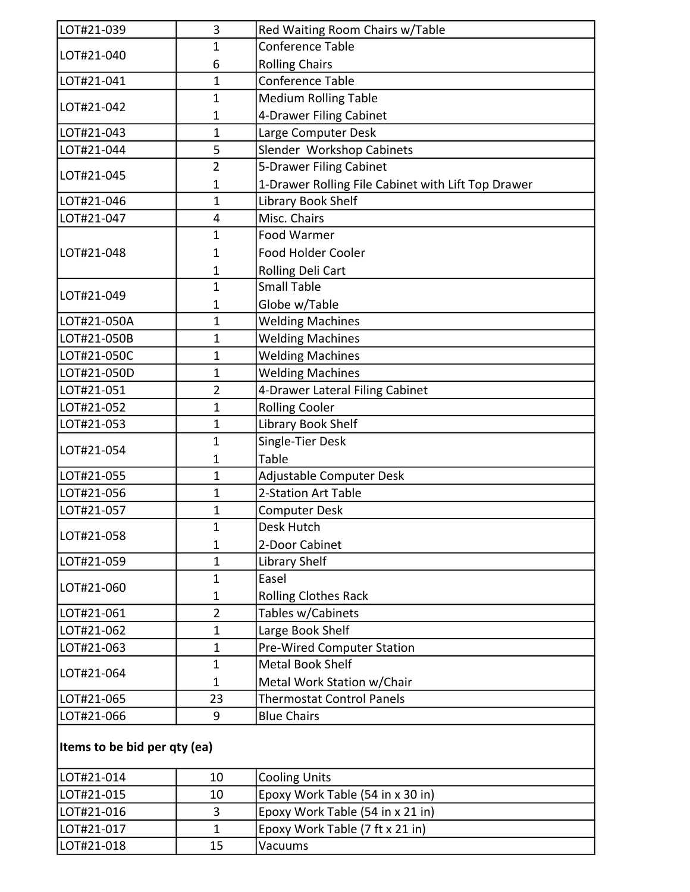| | | |
|---|---|---|
| LOT#21-039 | 3 | Red Waiting Room Chairs w/Table |
| LOT#21-040 | 1 | Conference Table |
| | 6 | Rolling Chairs |
| LOT#21-041 | 1 | Conference Table |
| LOT#21-042 | 1 | Medium Rolling Table |
| | 1 | 4-Drawer Filing Cabinet |
| LOT#21-043 | 1 | Large Computer Desk |
| LOT#21-044 | 5 | Slender Workshop Cabinets |
| LOT#21-045 | 2 | 5-Drawer Filing Cabinet |
| | 1 | 1-Drawer Rolling File Cabinet with Lift Top Drawer |
| LOT#21-046 | 1 | Library Book Shelf |
| LOT#21-047 | 4 | Misc. Chairs |
| LOT#21-048 | 1 | Food Warmer |
| | 1 | Food Holder Cooler |
| | 1 | Rolling Deli Cart |
| LOT#21-049 | 1 | Small Table |
| | 1 | Globe w/Table |
| LOT#21-050A | 1 | Welding Machines |
| LOT#21-050B | 1 | Welding Machines |
| LOT#21-050C | 1 | Welding Machines |
| LOT#21-050D | 1 | Welding Machines |
| LOT#21-051 | 2 | 4-Drawer Lateral Filing Cabinet |
| LOT#21-052 | 1 | Rolling Cooler |
| LOT#21-053 | 1 | Library Book Shelf |
| LOT#21-054 | 1 | Single-Tier Desk |
| | 1 | Table |
| LOT#21-055 | 1 | Adjustable Computer Desk |
| LOT#21-056 | 1 | 2-Station Art Table |
| LOT#21-057 | 1 | Computer Desk |
| LOT#21-058 | 1 | Desk Hutch |
| | 1 | 2-Door Cabinet |
| LOT#21-059 | 1 | Library Shelf |
| LOT#21-060 | 1 | Easel |
| | 1 | Rolling Clothes Rack |
| LOT#21-061 | 2 | Tables w/Cabinets |
| LOT#21-062 | 1 | Large Book Shelf |
| LOT#21-063 | 1 | Pre-Wired Computer Station |
| LOT#21-064 | 1 | Metal Book Shelf |
| | 1 | Metal Work Station w/Chair |
| LOT#21-065 | 23 | Thermostat Control Panels |
| LOT#21-066 | 9 | Blue Chairs |
| **Items to be bid per qty (ea)** | | |
| LOT#21-014 | 10 | Cooling Units |
| LOT#21-015 | 10 | Epoxy Work Table (54 in x 30 in) |
| LOT#21-016 | 3 | Epoxy Work Table (54 in x 21 in) |
| LOT#21-017 | 1 | Epoxy Work Table (7 ft x 21 in) |
| LOT#21-018 | 15 | Vacuums |